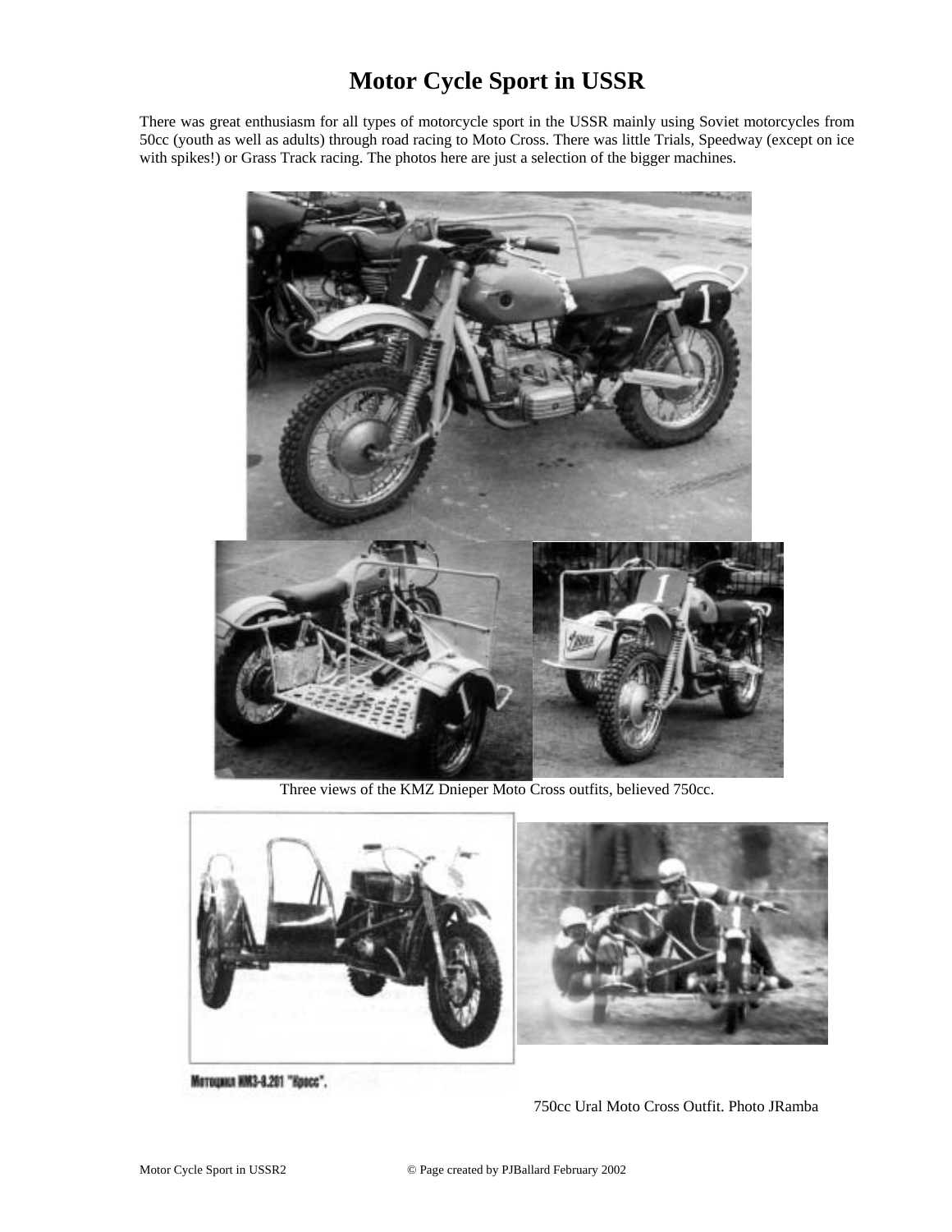# Motor Cycle Sport in USSR

There was great enthusiasm for all types of motorcycle sport in the USSR mainly using Soviet motorcycles from 50cc (youth as well as adults) through road racing to Moto Cross. There was little Trials, Speedway (except on ice with spikes!) or Grass Track racing. The photos here are just a selection of the bigger machines.

Three views of the KMZ Dnieper Moto Cross outfits, believed 750cc.

Мотоцикл КМЗ-8.201 "Кросс".

750cc Ural Moto Cross Outfit. Photo JRamba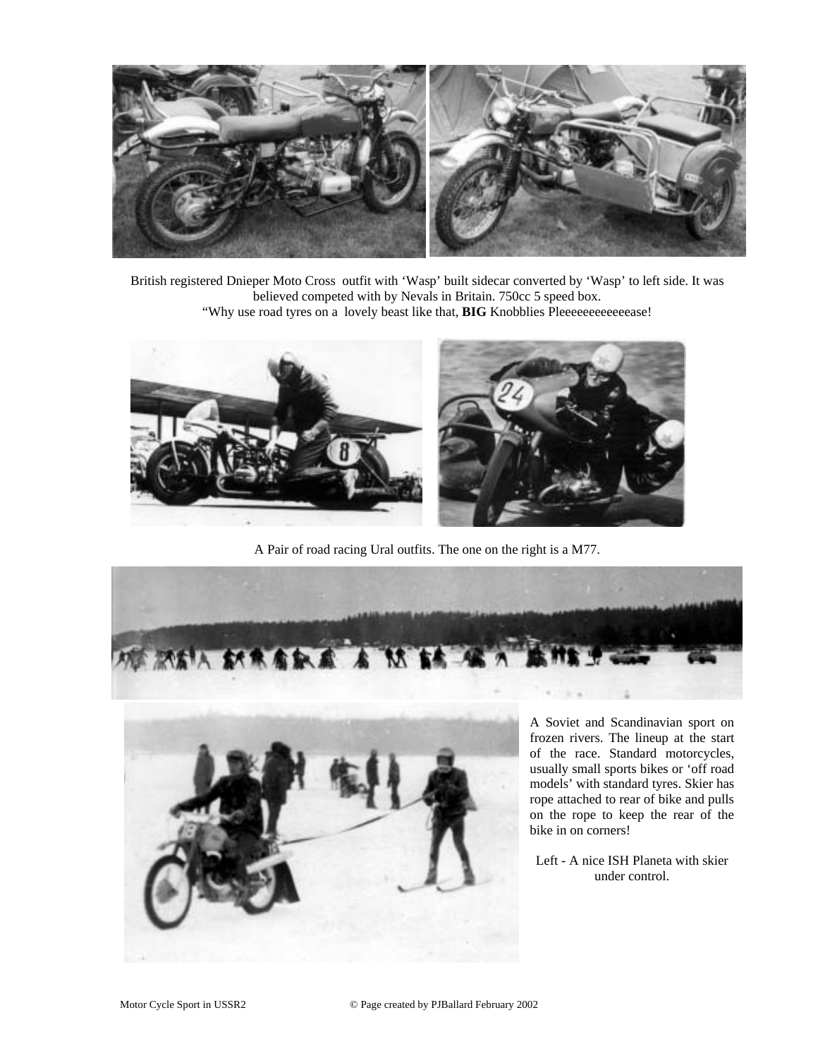British registered Dnieper Moto Cross outfit with ‘Wasp’ built sidecar converted by ‘Wasp’ to left side. It was believed competed with by Nevals in Britain. 750cc 5 speed box.
“Why use road tyres on a lovely beast like that, **BIG** Knobblies Pleeeeeeeeeeeease!

A Pair of road racing Ural outfits. The one on the right is a M77.

A Soviet and Scandinavian sport on frozen rivers. The lineup at the start of the race. Standard motorcycles, usually small sports bikes or ‘off road models’ with standard tyres. Skier has rope attached to rear of bike and pulls on the rope to keep the rear of the bike in on corners!

Left - A nice ISH Planeta with skier under control.